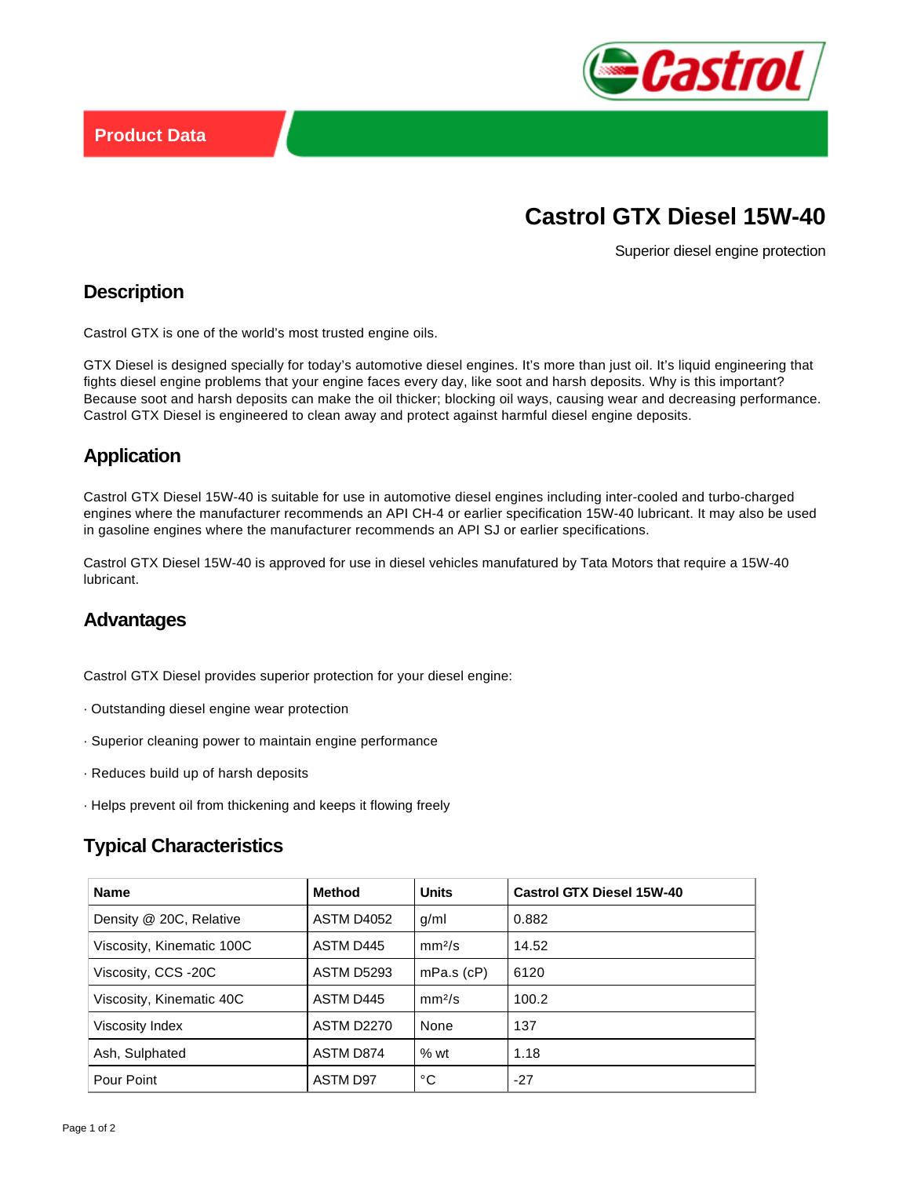Product Data

# Castrol GTX Diesel 15W-40

Superior diesel engine protection

## Description

Castrol GTX is one of the world's most trusted engine oils.

GTX Diesel is designed specially for today's automotive diesel engines. It's more than just oil. It's liquid engineering that fights diesel engine problems that your engine faces every day, like soot and harsh deposits. Why is this important? Because soot and harsh deposits can make the oil thicker; blocking oil ways, causing wear and decreasing performance. Castrol GTX Diesel is engineered to clean away and protect against harmful diesel engine deposits.

## Application

Castrol GTX Diesel 15W-40 is suitable for use in automotive diesel engines including inter-cooled and turbo-charged engines where the manufacturer recommends an API CH-4 or earlier specification 15W-40 lubricant. It may also be used in gasoline engines where the manufacturer recommends an API SJ or earlier specifications.

Castrol GTX Diesel 15W-40 is approved for use in diesel vehicles manufatured by Tata Motors that require a 15W-40 lubricant.

## Advantages

Castrol GTX Diesel provides superior protection for your diesel engine:

· Outstanding diesel engine wear protection

· Superior cleaning power to maintain engine performance

· Reduces build up of harsh deposits

· Helps prevent oil from thickening and keeps it flowing freely

## Typical Characteristics

| Name | Method | Units | Castrol GTX Diesel 15W-40 |
|---|---|---|---|
| Density @ 20C, Relative | ASTM D4052 | g/ml | 0.882 |
| Viscosity, Kinematic 100C | ASTM D445 | mm²/s | 14.52 |
| Viscosity, CCS -20C | ASTM D5293 | mPa.s (cP) | 6120 |
| Viscosity, Kinematic 40C | ASTM D445 | mm²/s | 100.2 |
| Viscosity Index | ASTM D2270 | None | 137 |
| Ash, Sulphated | ASTM D874 | % wt | 1.18 |
| Pour Point | ASTM D97 | °C | -27 |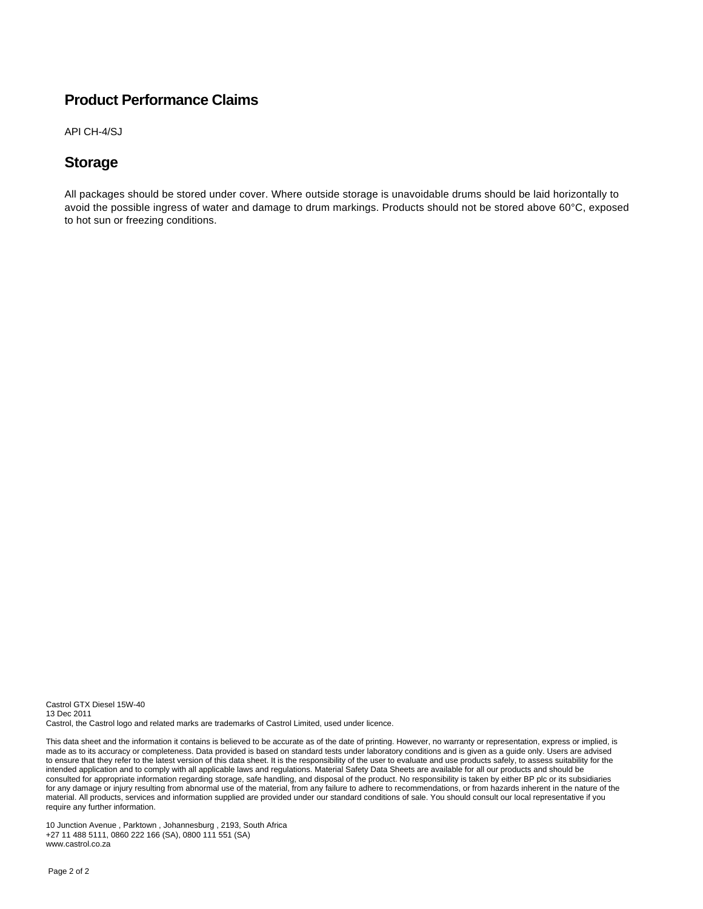## Product Performance Claims

API CH-4/SJ

## Storage

All packages should be stored under cover. Where outside storage is unavoidable drums should be laid horizontally to avoid the possible ingress of water and damage to drum markings. Products should not be stored above 60°C, exposed to hot sun or freezing conditions.

Castrol GTX Diesel 15W-40
13 Dec 2011
Castrol, the Castrol logo and related marks are trademarks of Castrol Limited, used under licence.

This data sheet and the information it contains is believed to be accurate as of the date of printing. However, no warranty or representation, express or implied, is made as to its accuracy or completeness. Data provided is based on standard tests under laboratory conditions and is given as a guide only. Users are advised to ensure that they refer to the latest version of this data sheet. It is the responsibility of the user to evaluate and use products safely, to assess suitability for the intended application and to comply with all applicable laws and regulations. Material Safety Data Sheets are available for all our products and should be consulted for appropriate information regarding storage, safe handling, and disposal of the product. No responsibility is taken by either BP plc or its subsidiaries for any damage or injury resulting from abnormal use of the material, from any failure to adhere to recommendations, or from hazards inherent in the nature of the material. All products, services and information supplied are provided under our standard conditions of sale. You should consult our local representative if you require any further information.

10 Junction Avenue , Parktown , Johannesburg , 2193, South Africa
+27 11 488 5111, 0860 222 166 (SA), 0800 111 551 (SA)
www.castrol.co.za